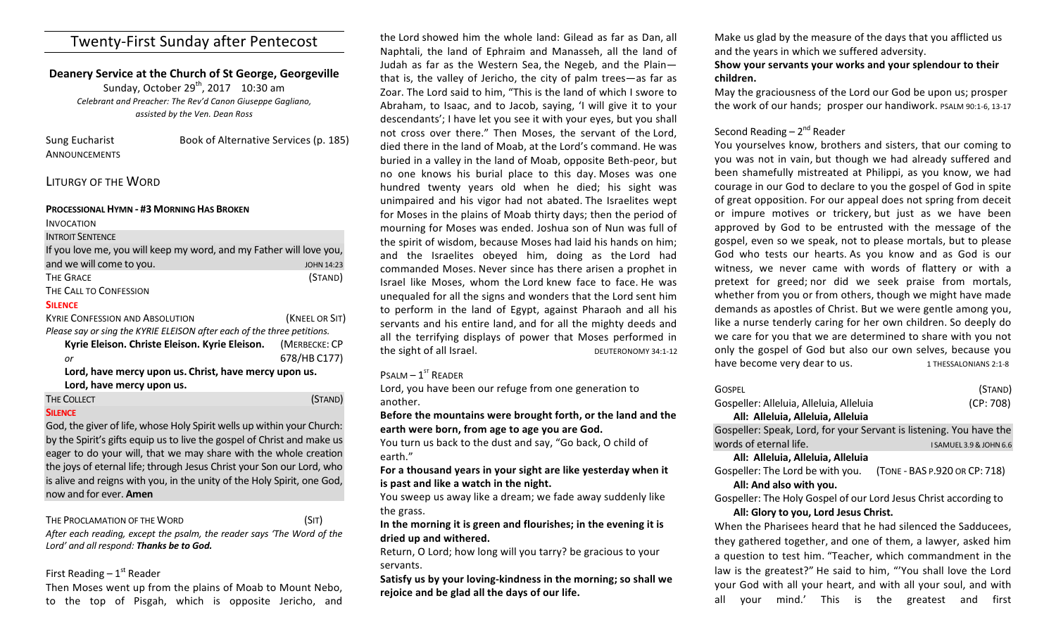# Twenty-First Sunday after Pentecost

**Deanery Service at the Church of St George, Georgeville**

Sunday, October 29th, 2017 10:30 am

*Celebrant and Preacher: The Rev'd Canon Giuseppe Gagliano, assisted by the Ven. Dean Ross*

Sung Eucharist — Book of Alternative Services (p. 185)

ANNOUNCEMENTS

## LITURGY OF THE WORD

**PROCESSIONAL HYMN - #3 MORNING HAS BROKEN**

INVOCATION

INTROIT SENTENCE

If you love me, you will keep my word, and my Father will love you, and we will come to you. JOHN 14:23

THE GRACE (STAND)

THE CALL TO CONFESSION

**SILENCE**

KYRIE CONFESSION AND ABSOLUTION (KNEEL OR SIT)

*Please say or sing the KYRIE ELEISON after each of the three petitions.*

**Kyrie Eleison. Christe Eleison. Kyrie Eleison.** (MERBECKE: CP 678/HB C177)

*or*

**Lord, have mercy upon us. Christ, have mercy upon us. Lord, have mercy upon us.**

THE COLLECT (STAND)

**SILENCE**

God, the giver of life, whose Holy Spirit wells up within your Church: by the Spirit's gifts equip us to live the gospel of Christ and make us eager to do your will, that we may share with the whole creation the joys of eternal life; through Jesus Christ your Son our Lord, who is alive and reigns with you, in the unity of the Holy Spirit, one God, now and for ever. **Amen**

THE PROCLAMATION OF THE WORD (SIT)

*After each reading, except the psalm, the reader says 'The Word of the Lord' and all respond: **Thanks be to God.***

First Reading – 1st Reader

Then Moses went up from the plains of Moab to Mount Nebo, to the top of Pisgah, which is opposite Jericho, and the Lord showed him the whole land: Gilead as far as Dan, all Naphtali, the land of Ephraim and Manasseh, all the land of Judah as far as the Western Sea, the Negeb, and the Plain—that is, the valley of Jericho, the city of palm trees—as far as Zoar. The Lord said to him, "This is the land of which I swore to Abraham, to Isaac, and to Jacob, saying, 'I will give it to your descendants'; I have let you see it with your eyes, but you shall not cross over there." Then Moses, the servant of the Lord, died there in the land of Moab, at the Lord's command. He was buried in a valley in the land of Moab, opposite Beth-peor, but no one knows his burial place to this day. Moses was one hundred twenty years old when he died; his sight was unimpaired and his vigor had not abated. The Israelites wept for Moses in the plains of Moab thirty days; then the period of mourning for Moses was ended. Joshua son of Nun was full of the spirit of wisdom, because Moses had laid his hands on him; and the Israelites obeyed him, doing as the Lord had commanded Moses. Never since has there arisen a prophet in Israel like Moses, whom the Lord knew face to face. He was unequaled for all the signs and wonders that the Lord sent him to perform in the land of Egypt, against Pharaoh and all his servants and his entire land, and for all the mighty deeds and all the terrifying displays of power that Moses performed in the sight of all Israel. DEUTERONOMY 34:1-12

PSALM – 1ST READER

Lord, you have been our refuge from one generation to another.

**Before the mountains were brought forth, or the land and the earth were born, from age to age you are God.**

You turn us back to the dust and say, "Go back, O child of earth."

**For a thousand years in your sight are like yesterday when it is past and like a watch in the night.**

You sweep us away like a dream; we fade away suddenly like the grass.

**In the morning it is green and flourishes; in the evening it is dried up and withered.**

Return, O Lord; how long will you tarry? be gracious to your servants.

**Satisfy us by your loving-kindness in the morning; so shall we rejoice and be glad all the days of our life.**

Make us glad by the measure of the days that you afflicted us and the years in which we suffered adversity.

**Show your servants your works and your splendour to their children.**

May the graciousness of the Lord our God be upon us; prosper the work of our hands; prosper our handiwork. PSALM 90:1-6, 13-17

Second Reading – 2nd Reader

You yourselves know, brothers and sisters, that our coming to you was not in vain, but though we had already suffered and been shamefully mistreated at Philippi, as you know, we had courage in our God to declare to you the gospel of God in spite of great opposition. For our appeal does not spring from deceit or impure motives or trickery, but just as we have been approved by God to be entrusted with the message of the gospel, even so we speak, not to please mortals, but to please God who tests our hearts. As you know and as God is our witness, we never came with words of flattery or with a pretext for greed; nor did we seek praise from mortals, whether from you or from others, though we might have made demands as apostles of Christ. But we were gentle among you, like a nurse tenderly caring for her own children. So deeply do we care for you that we are determined to share with you not only the gospel of God but also our own selves, because you have become very dear to us. 1 THESSALONIANS 2:1-8

GOSPEL (STAND)

Gospeller: Alleluia, Alleluia, Alleluia (CP: 708)

**All: Alleluia, Alleluia, Alleluia**

Gospeller: Speak, Lord, for your Servant is listening. You have the words of eternal life. I SAMUEL 3.9 & JOHN 6.6

**All: Alleluia, Alleluia, Alleluia**

Gospeller: The Lord be with you. (TONE - BAS P.920 OR CP: 718)

**All: And also with you.**

Gospeller: The Holy Gospel of our Lord Jesus Christ according to

**All: Glory to you, Lord Jesus Christ.**

When the Pharisees heard that he had silenced the Sadducees, they gathered together, and one of them, a lawyer, asked him a question to test him. "Teacher, which commandment in the law is the greatest?" He said to him, "'You shall love the Lord your God with all your heart, and with all your soul, and with all your mind.' This is the greatest and first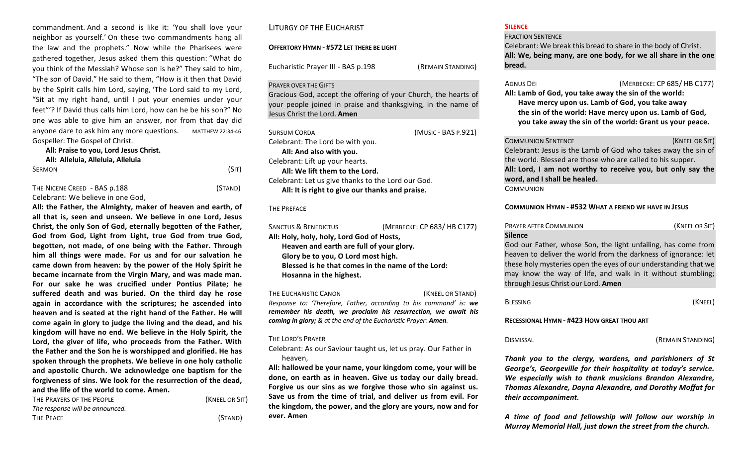commandment. And a second is like it: 'You shall love your neighbor as yourself.' On these two commandments hang all the law and the prophets." Now while the Pharisees were gathered together, Jesus asked them this question: "What do you think of the Messiah? Whose son is he?" They said to him, "The son of David." He said to them, "How is it then that David by the Spirit calls him Lord, saying, 'The Lord said to my Lord, "Sit at my right hand, until I put your enemies under your feet"'? If David thus calls him Lord, how can he be his son?" No one was able to give him an answer, nor from that day did anyone dare to ask him any more questions. MATTHEW 22:34-46

Gospeller: The Gospel of Christ.

**All: Praise to you, Lord Jesus Christ.**
**All: Alleluia, Alleluia, Alleluia**

SERMON (SIT)

THE NICENE CREED - BAS p.188 (STAND)

Celebrant: We believe in one God,

**All: the Father, the Almighty, maker of heaven and earth, of all that is, seen and unseen. We believe in one Lord, Jesus Christ, the only Son of God, eternally begotten of the Father, God from God, Light from Light, true God from true God, begotten, not made, of one being with the Father. Through him all things were made. For us and for our salvation he came down from heaven: by the power of the Holy Spirit he became incarnate from the Virgin Mary, and was made man. For our sake he was crucified under Pontius Pilate; he suffered death and was buried. On the third day he rose again in accordance with the scriptures; he ascended into heaven and is seated at the right hand of the Father. He will come again in glory to judge the living and the dead, and his kingdom will have no end. We believe in the Holy Spirit, the Lord, the giver of life, who proceeds from the Father. With the Father and the Son he is worshipped and glorified. He has spoken through the prophets. We believe in one holy catholic and apostolic Church. We acknowledge one baptism for the forgiveness of sins. We look for the resurrection of the dead, and the life of the world to come. Amen.**

THE PRAYERS OF THE PEOPLE (KNEEL OR SIT)

*The response will be announced.*

THE PEACE (STAND)

## LITURGY OF THE EUCHARIST

**OFFERTORY HYMN - #572 LET THERE BE LIGHT**

Eucharistic Prayer III - BAS p.198 (REMAIN STANDING)

PRAYER OVER THE GIFTS

Gracious God, accept the offering of your Church, the hearts of your people joined in praise and thanksgiving, in the name of Jesus Christ the Lord. **Amen**

SURSUM CORDA (MUSIC - BAS P.921)

Celebrant: The Lord be with you.
**All: And also with you.**
Celebrant: Lift up your hearts.
**All: We lift them to the Lord.**
Celebrant: Let us give thanks to the Lord our God.
**All: It is right to give our thanks and praise.**

THE PREFACE

SANCTUS & BENEDICTUS (MERBECKE: CP 683/ HB C177)

**All: Holy, holy, holy, Lord God of Hosts,**
**Heaven and earth are full of your glory.**
**Glory be to you, O Lord most high.**
**Blessed is he that comes in the name of the Lord:**
**Hosanna in the highest.**

THE EUCHARISTIC CANON (KNEEL OR STAND)

*Response to: 'Therefore, Father, according to his command' is: **we remember his death, we proclaim his resurrection, we await his coming in glory;** & at the end of the Eucharistic Prayer: **Amen**.*

THE LORD'S PRAYER

Celebrant: As our Saviour taught us, let us pray. Our Father in heaven,

**All: hallowed be your name, your kingdom come, your will be done, on earth as in heaven. Give us today our daily bread. Forgive us our sins as we forgive those who sin against us. Save us from the time of trial, and deliver us from evil. For the kingdom, the power, and the glory are yours, now and for ever. Amen**

**SILENCE**

FRACTION SENTENCE

Celebrant: We break this bread to share in the body of Christ.
**All: We, being many, are one body, for we all share in the one bread.**

AGNUS DEI (MERBECKE: CP 685/ HB C177)

**All: Lamb of God, you take away the sin of the world:**
**Have mercy upon us. Lamb of God, you take away the sin of the world: Have mercy upon us. Lamb of God, you take away the sin of the world: Grant us your peace.**

COMMUNION SENTENCE (KNEEL OR SIT)

Celebrant: Jesus is the Lamb of God who takes away the sin of the world. Blessed are those who are called to his supper.
**All: Lord, I am not worthy to receive you, but only say the word, and I shall be healed.**

COMMUNION

**COMMUNION HYMN - #532 WHAT A FRIEND WE HAVE IN JESUS**

PRAYER AFTER COMMUNION (KNEEL OR SIT)

**Silence**

God our Father, whose Son, the light unfailing, has come from heaven to deliver the world from the darkness of ignorance: let these holy mysteries open the eyes of our understanding that we may know the way of life, and walk in it without stumbling; through Jesus Christ our Lord. **Amen**

BLESSING (KNEEL)

**RECESSIONAL HYMN - #423 HOW GREAT THOU ART**

DISMISSAL (REMAIN STANDING)

***Thank you to the clergy, wardens, and parishioners of St George's, Georgeville for their hospitality at today's service. We especially wish to thank musicians Brandon Alexandre, Thomas Alexandre, Dayna Alexandre, and Dorothy Moffat for their accompaniment.***

***A time of food and fellowship will follow our worship in Murray Memorial Hall, just down the street from the church.***